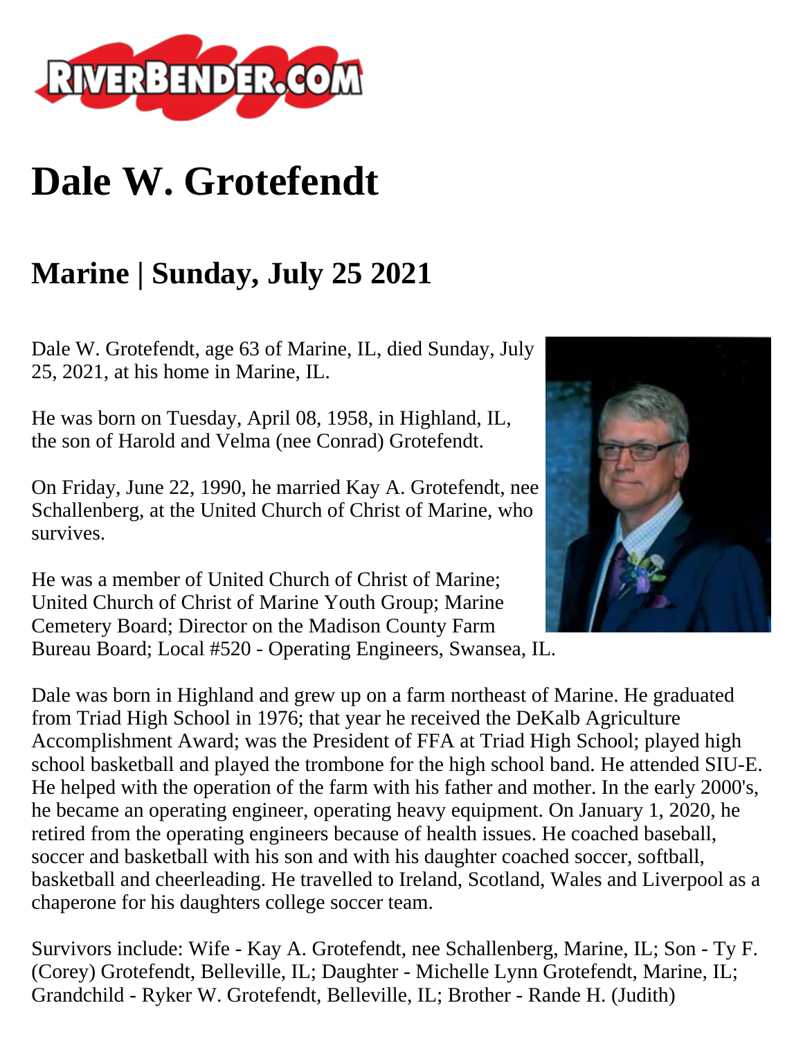# Dale W. Grotefendt

## Marine | Sunday, July 25 2021

Dale W. Grotefendt, age 63 of Marine, IL, died Sunday, July 25, 2021, at his home in Marine, IL.

He was born on Tuesday, April 08, 1958, in Highland, IL, the son of Harold and Velma (nee Conrad) Grotefendt.

On Friday, June 22, 1990, he married Kay A. Grotefendt, nee Schallenberg, at the United Church of Christ of Marine, who survives.

He was a member of United Church of Christ of Marine; United Church of Christ of Marine Youth Group; Marine Cemetery Board; Director on the Madison County Farm Bureau Board; Local #520 - Operating Engineers, Swansea, IL.

Dale was born in Highland and grew up on a farm northeast of Marine. He graduated from Triad High School in 1976; that year he received the DeKalb Agriculture Accomplishment Award; was the President of FFA at Triad High School; played high school basketball and played the trombone for the high school band. He attended SIU-E. He helped with the operation of the farm with his father and mother. In the early 2000's, he became an operating engineer, operating heavy equipment. On January 1, 2020, he retired from the operating engineers because of health issues. He coached baseball, soccer and basketball with his son and with his daughter coached soccer, softball, basketball and cheerleading. He travelled to Ireland, Scotland, Wales and Liverpool as a chaperone for his daughters college soccer team.

Survivors include: Wife - Kay A. Grotefendt, nee Schallenberg, Marine, IL; Son - Ty F. (Corey) Grotefendt, Belleville, IL; Daughter - Michelle Lynn Grotefendt, Marine, IL; Grandchild - Ryker W. Grotefendt, Belleville, IL; Brother - Rande H. (Judith)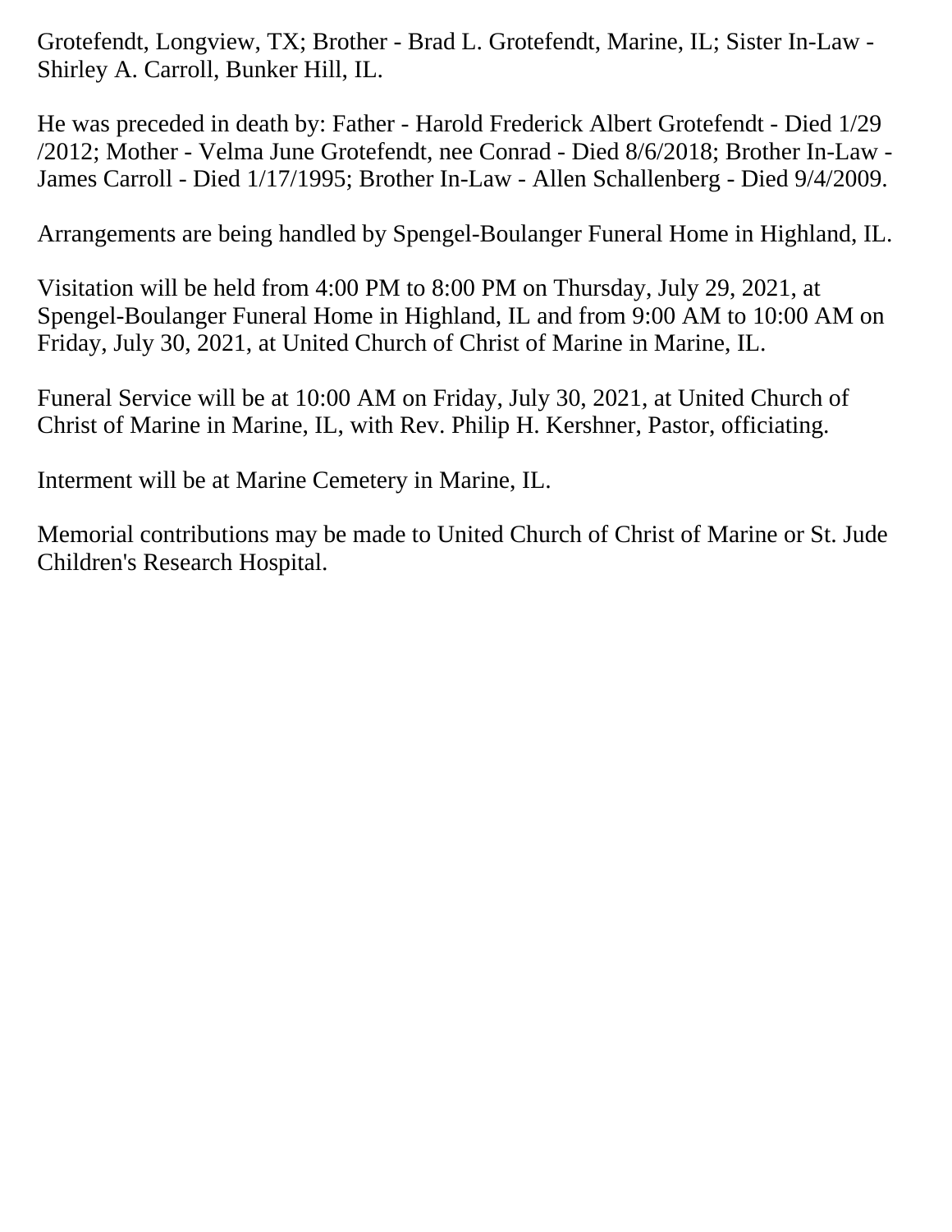Grotefendt, Longview, TX; Brother - Brad L. Grotefendt, Marine, IL; Sister In-Law - Shirley A. Carroll, Bunker Hill, IL.

He was preceded in death by: Father - Harold Frederick Albert Grotefendt - Died 1/29/2012; Mother - Velma June Grotefendt, nee Conrad - Died 8/6/2018; Brother In-Law - James Carroll - Died 1/17/1995; Brother In-Law - Allen Schallenberg - Died 9/4/2009.

Arrangements are being handled by Spengel-Boulanger Funeral Home in Highland, IL.

Visitation will be held from 4:00 PM to 8:00 PM on Thursday, July 29, 2021, at Spengel-Boulanger Funeral Home in Highland, IL and from 9:00 AM to 10:00 AM on Friday, July 30, 2021, at United Church of Christ of Marine in Marine, IL.

Funeral Service will be at 10:00 AM on Friday, July 30, 2021, at United Church of Christ of Marine in Marine, IL, with Rev. Philip H. Kershner, Pastor, officiating.

Interment will be at Marine Cemetery in Marine, IL.

Memorial contributions may be made to United Church of Christ of Marine or St. Jude Children's Research Hospital.